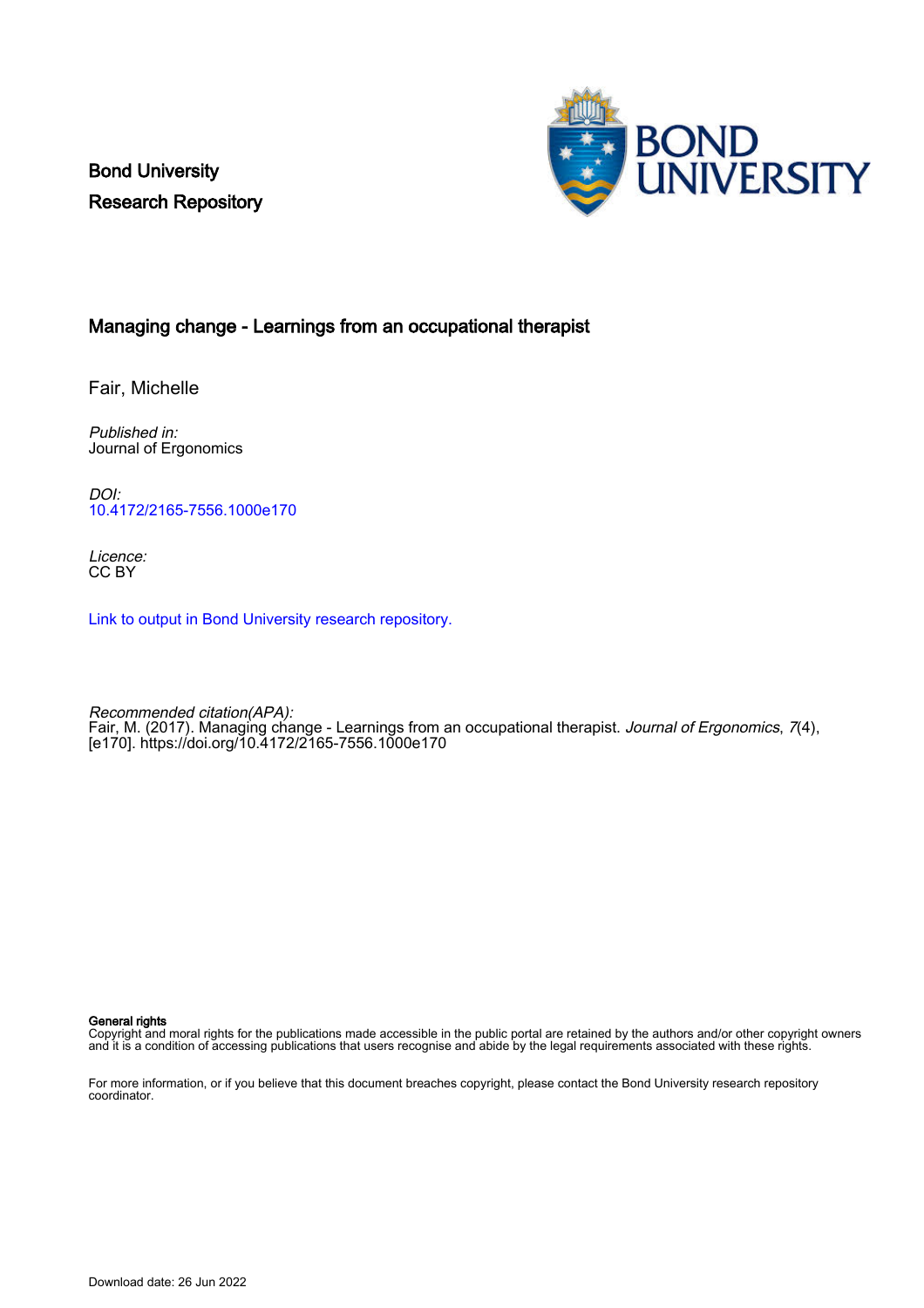Bond University
Research Repository

# Managing change - Learnings from an occupational therapist

Fair, Michelle

*Published in:*
Journal of Ergonomics

*DOI:*
10.4172/2165-7556.1000e170

*Licence:*
CC BY

Link to output in Bond University research repository.

*Recommended citation(APA):*
Fair, M. (2017). Managing change - Learnings from an occupational therapist. *Journal of Ergonomics*, *7*(4), [e170]. https://doi.org/10.4172/2165-7556.1000e170

**General rights**
Copyright and moral rights for the publications made accessible in the public portal are retained by the authors and/or other copyright owners and it is a condition of accessing publications that users recognise and abide by the legal requirements associated with these rights.

For more information, or if you believe that this document breaches copyright, please contact the Bond University research repository coordinator.

Download date: 26 Jun 2022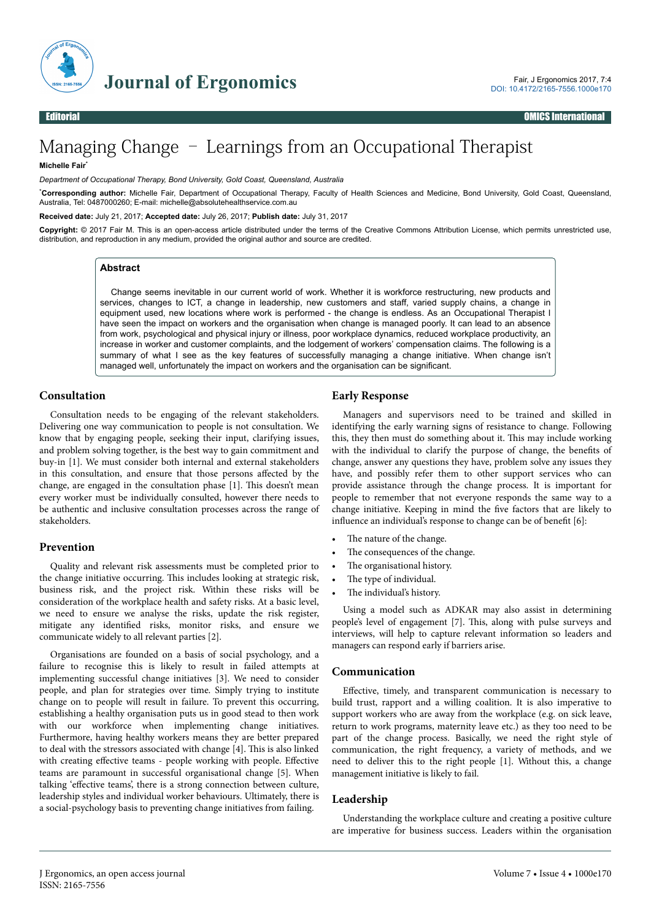# Managing Change – Learnings from an Occupational Therapist

**Michelle Fair***

*Department of Occupational Therapy, Bond University, Gold Coast, Queensland, Australia*

***Corresponding author:** Michelle Fair, Department of Occupational Therapy, Faculty of Health Sciences and Medicine, Bond University, Gold Coast, Queensland, Australia, Tel: 0487000260; E-mail: michelle@absolutehealthservice.com.au

**Received date:** July 21, 2017; **Accepted date:** July 26, 2017; **Publish date:** July 31, 2017

**Copyright:** © 2017 Fair M. This is an open-access article distributed under the terms of the Creative Commons Attribution License, which permits unrestricted use, distribution, and reproduction in any medium, provided the original author and source are credited.

## Abstract

Change seems inevitable in our current world of work. Whether it is workforce restructuring, new products and services, changes to ICT, a change in leadership, new customers and staff, varied supply chains, a change in equipment used, new locations where work is performed - the change is endless. As an Occupational Therapist I have seen the impact on workers and the organisation when change is managed poorly. It can lead to an absence from work, psychological and physical injury or illness, poor workplace dynamics, reduced workplace productivity, an increase in worker and customer complaints, and the lodgement of workers' compensation claims. The following is a summary of what I see as the key features of successfully managing a change initiative. When change isn't managed well, unfortunately the impact on workers and the organisation can be significant.

## Consultation

Consultation needs to be engaging of the relevant stakeholders. Delivering one way communication to people is not consultation. We know that by engaging people, seeking their input, clarifying issues, and problem solving together, is the best way to gain commitment and buy-in [1]. We must consider both internal and external stakeholders in this consultation, and ensure that those persons affected by the change, are engaged in the consultation phase [1]. This doesn't mean every worker must be individually consulted, however there needs to be authentic and inclusive consultation processes across the range of stakeholders.

## Prevention

Quality and relevant risk assessments must be completed prior to the change initiative occurring. This includes looking at strategic risk, business risk, and the project risk. Within these risks will be consideration of the workplace health and safety risks. At a basic level, we need to ensure we analyse the risks, update the risk register, mitigate any identified risks, monitor risks, and ensure we communicate widely to all relevant parties [2].

Organisations are founded on a basis of social psychology, and a failure to recognise this is likely to result in failed attempts at implementing successful change initiatives [3]. We need to consider people, and plan for strategies over time. Simply trying to institute change on to people will result in failure. To prevent this occurring, establishing a healthy organisation puts us in good stead to then work with our workforce when implementing change initiatives. Furthermore, having healthy workers means they are better prepared to deal with the stressors associated with change [4]. This is also linked with creating effective teams - people working with people. Effective teams are paramount in successful organisational change [5]. When talking 'effective teams', there is a strong connection between culture, leadership styles and individual worker behaviours. Ultimately, there is a social-psychology basis to preventing change initiatives from failing.

## Early Response

Managers and supervisors need to be trained and skilled in identifying the early warning signs of resistance to change. Following this, they then must do something about it. This may include working with the individual to clarify the purpose of change, the benefits of change, answer any questions they have, problem solve any issues they have, and possibly refer them to other support services who can provide assistance through the change process. It is important for people to remember that not everyone responds the same way to a change initiative. Keeping in mind the five factors that are likely to influence an individual's response to change can be of benefit [6]:

- The nature of the change.
- The consequences of the change.
- The organisational history.
- The type of individual.
- The individual's history.

Using a model such as ADKAR may also assist in determining people's level of engagement [7]. This, along with pulse surveys and interviews, will help to capture relevant information so leaders and managers can respond early if barriers arise.

## Communication

Effective, timely, and transparent communication is necessary to build trust, rapport and a willing coalition. It is also imperative to support workers who are away from the workplace (e.g. on sick leave, return to work programs, maternity leave etc.) as they too need to be part of the change process. Basically, we need the right style of communication, the right frequency, a variety of methods, and we need to deliver this to the right people [1]. Without this, a change management initiative is likely to fail.

## Leadership

Understanding the workplace culture and creating a positive culture are imperative for business success. Leaders within the organisation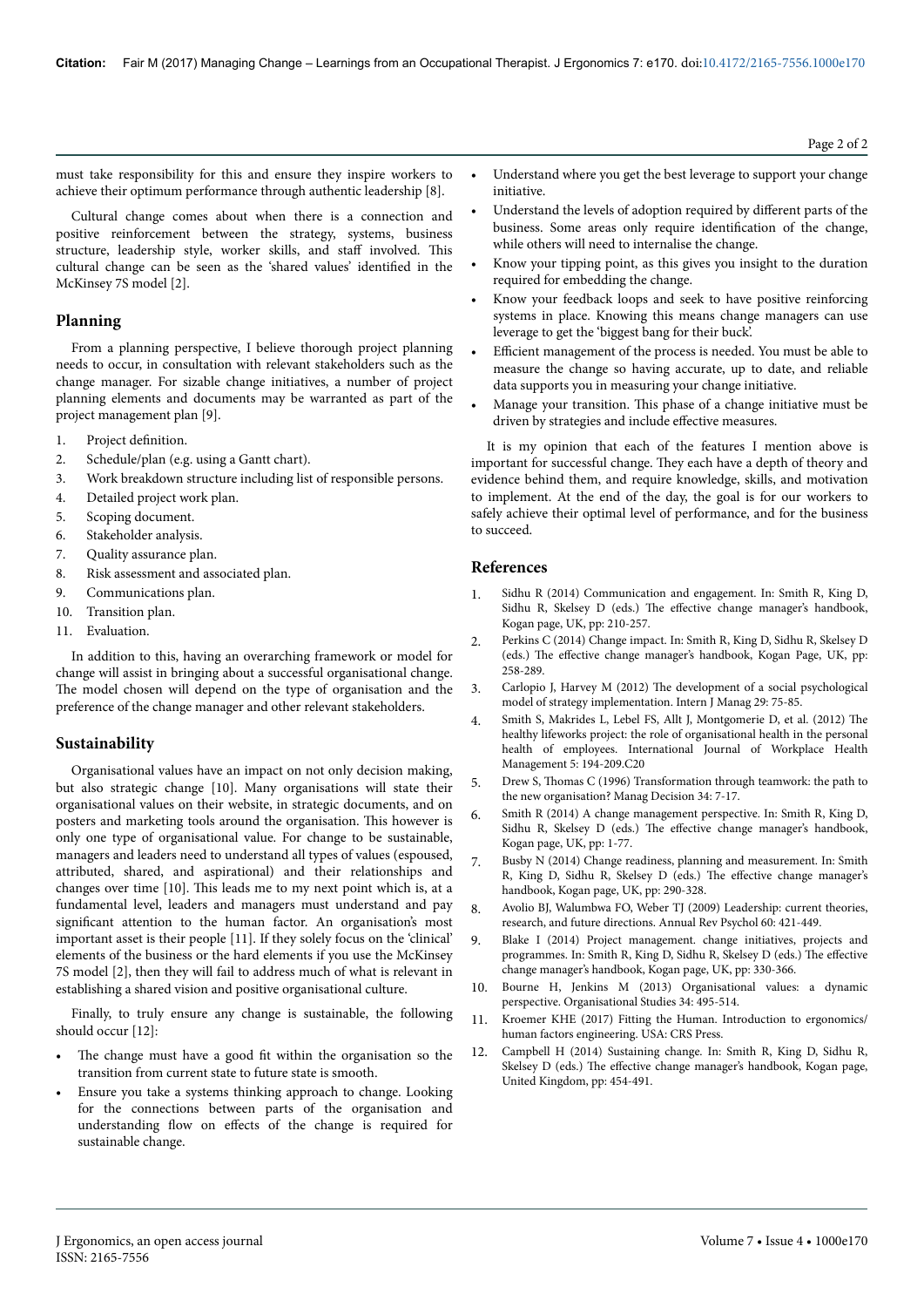must take responsibility for this and ensure they inspire workers to achieve their optimum performance through authentic leadership [8].

Cultural change comes about when there is a connection and positive reinforcement between the strategy, systems, business structure, leadership style, worker skills, and staff involved. This cultural change can be seen as the 'shared values' identified in the McKinsey 7S model [2].

## Planning

From a planning perspective, I believe thorough project planning needs to occur, in consultation with relevant stakeholders such as the change manager. For sizable change initiatives, a number of project planning elements and documents may be warranted as part of the project management plan [9].

1. Project definition.
2. Schedule/plan (e.g. using a Gantt chart).
3. Work breakdown structure including list of responsible persons.
4. Detailed project work plan.
5. Scoping document.
6. Stakeholder analysis.
7. Quality assurance plan.
8. Risk assessment and associated plan.
9. Communications plan.
10. Transition plan.
11. Evaluation.

In addition to this, having an overarching framework or model for change will assist in bringing about a successful organisational change. The model chosen will depend on the type of organisation and the preference of the change manager and other relevant stakeholders.

## Sustainability

Organisational values have an impact on not only decision making, but also strategic change [10]. Many organisations will state their organisational values on their website, in strategic documents, and on posters and marketing tools around the organisation. This however is only one type of organisational value. For change to be sustainable, managers and leaders need to understand all types of values (espoused, attributed, shared, and aspirational) and their relationships and changes over time [10]. This leads me to my next point which is, at a fundamental level, leaders and managers must understand and pay significant attention to the human factor. An organisation's most important asset is their people [11]. If they solely focus on the 'clinical' elements of the business or the hard elements if you use the McKinsey 7S model [2], then they will fail to address much of what is relevant in establishing a shared vision and positive organisational culture.

Finally, to truly ensure any change is sustainable, the following should occur [12]:

- The change must have a good fit within the organisation so the transition from current state to future state is smooth.
- Ensure you take a systems thinking approach to change. Looking for the connections between parts of the organisation and understanding flow on effects of the change is required for sustainable change.
- Understand where you get the best leverage to support your change initiative.
- Understand the levels of adoption required by different parts of the business. Some areas only require identification of the change, while others will need to internalise the change.
- Know your tipping point, as this gives you insight to the duration required for embedding the change.
- Know your feedback loops and seek to have positive reinforcing systems in place. Knowing this means change managers can use leverage to get the 'biggest bang for their buck'.
- Efficient management of the process is needed. You must be able to measure the change so having accurate, up to date, and reliable data supports you in measuring your change initiative.
- Manage your transition. This phase of a change initiative must be driven by strategies and include effective measures.

It is my opinion that each of the features I mention above is important for successful change. They each have a depth of theory and evidence behind them, and require knowledge, skills, and motivation to implement. At the end of the day, the goal is for our workers to safely achieve their optimal level of performance, and for the business to succeed.

## References

1. Sidhu R (2014) Communication and engagement. In: Smith R, King D, Sidhu R, Skelsey D (eds.) The effective change manager's handbook, Kogan page, UK, pp: 210-257.
2. Perkins C (2014) Change impact. In: Smith R, King D, Sidhu R, Skelsey D (eds.) The effective change manager's handbook, Kogan Page, UK, pp: 258-289.
3. Carlopio J, Harvey M (2012) The development of a social psychological model of strategy implementation. Intern J Manag 29: 75-85.
4. Smith S, Makrides L, Lebel FS, Allt J, Montgomerie D, et al. (2012) The healthy lifeworks project: the role of organisational health in the personal health of employees. International Journal of Workplace Health Management 5: 194-209.C20
5. Drew S, Thomas C (1996) Transformation through teamwork: the path to the new organisation? Manag Decision 34: 7-17.
6. Smith R (2014) A change management perspective. In: Smith R, King D, Sidhu R, Skelsey D (eds.) The effective change manager's handbook, Kogan page, UK, pp: 1-77.
7. Busby N (2014) Change readiness, planning and measurement. In: Smith R, King D, Sidhu R, Skelsey D (eds.) The effective change manager's handbook, Kogan page, UK, pp: 290-328.
8. Avolio BJ, Walumbwa FO, Weber TJ (2009) Leadership: current theories, research, and future directions. Annual Rev Psychol 60: 421-449.
9. Blake I (2014) Project management. change initiatives, projects and programmes. In: Smith R, King D, Sidhu R, Skelsey D (eds.) The effective change manager's handbook, Kogan page, UK, pp: 330-366.
10. Bourne H, Jenkins M (2013) Organisational values: a dynamic perspective. Organisational Studies 34: 495-514.
11. Kroemer KHE (2017) Fitting the Human. Introduction to ergonomics/human factors engineering. USA: CRS Press.
12. Campbell H (2014) Sustaining change. In: Smith R, King D, Sidhu R, Skelsey D (eds.) The effective change manager's handbook, Kogan page, United Kingdom, pp: 454-491.